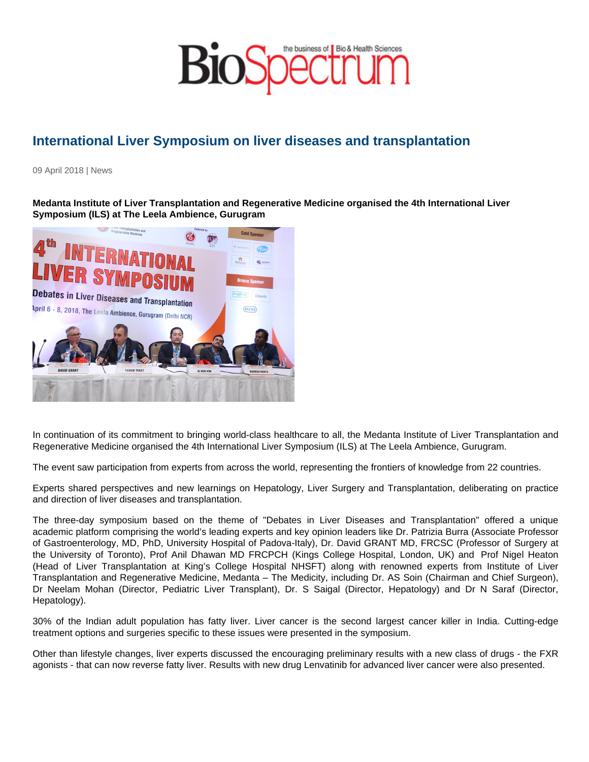# International Liver Symposium on liver diseases and transplantation

09 April 2018 | News

**Medanta Institute of Liver Transplantation and Regenerative Medicine organised the 4th International Liver Symposium (ILS) at The Leela Ambience, Gurugram**

In continuation of its commitment to bringing world-class healthcare to all, the Medanta Institute of Liver Transplantation and Regenerative Medicine organised the 4th International Liver Symposium (ILS) at The Leela Ambience, Gurugram.

The event saw participation from experts from across the world, representing the frontiers of knowledge from 22 countries.

Experts shared perspectives and new learnings on Hepatology, Liver Surgery and Transplantation, deliberating on practice and direction of liver diseases and transplantation.

The three-day symposium based on the theme of "Debates in Liver Diseases and Transplantation" offered a unique academic platform comprising the world's leading experts and key opinion leaders like Dr. Patrizia Burra (Associate Professor of Gastroenterology, MD, PhD, University Hospital of Padova-Italy), Dr. David GRANT MD, FRCSC (Professor of Surgery at the University of Toronto), Prof Anil Dhawan MD FRCPCH (Kings College Hospital, London, UK) and Prof Nigel Heaton (Head of Liver Transplantation at King's College Hospital NHSFT) along with renowned experts from Institute of Liver Transplantation and Regenerative Medicine, Medanta – The Medicity, including Dr. AS Soin (Chairman and Chief Surgeon), Dr Neelam Mohan (Director, Pediatric Liver Transplant), Dr. S Saigal (Director, Hepatology) and Dr N Saraf (Director, Hepatology).

30% of the Indian adult population has fatty liver. Liver cancer is the second largest cancer killer in India. Cutting-edge treatment options and surgeries specific to these issues were presented in the symposium.

Other than lifestyle changes, liver experts discussed the encouraging preliminary results with a new class of drugs - the FXR agonists - that can now reverse fatty liver. Results with new drug Lenvatinib for advanced liver cancer were also presented.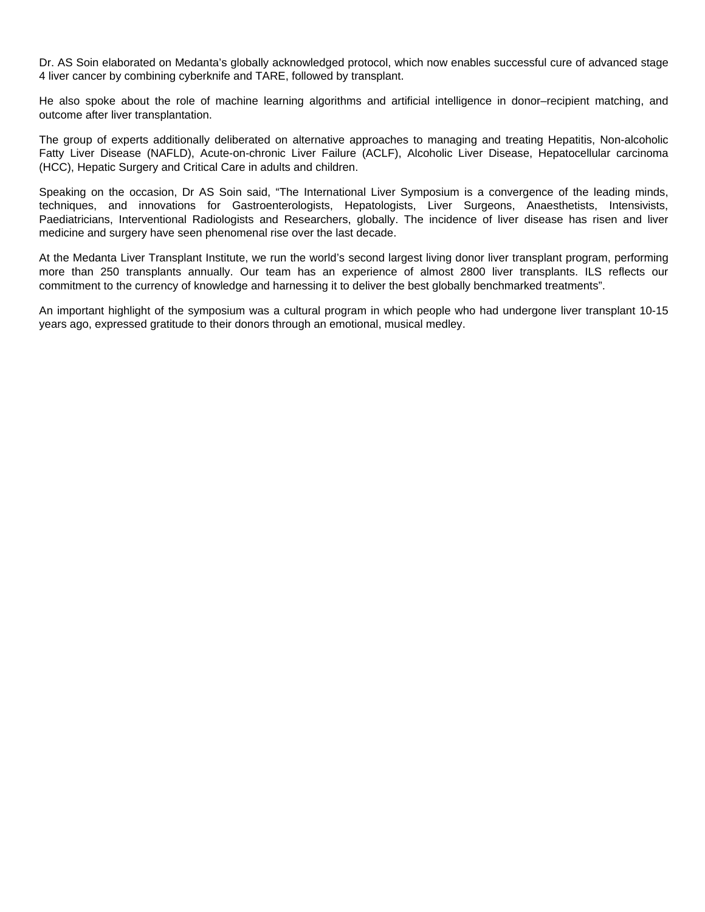Dr. AS Soin elaborated on Medanta's globally acknowledged protocol, which now enables successful cure of advanced stage 4 liver cancer by combining cyberknife and TARE, followed by transplant.

He also spoke about the role of machine learning algorithms and artificial intelligence in donor–recipient matching, and outcome after liver transplantation.

The group of experts additionally deliberated on alternative approaches to managing and treating Hepatitis, Non-alcoholic Fatty Liver Disease (NAFLD), Acute-on-chronic Liver Failure (ACLF), Alcoholic Liver Disease, Hepatocellular carcinoma (HCC), Hepatic Surgery and Critical Care in adults and children.

Speaking on the occasion, Dr AS Soin said, "The International Liver Symposium is a convergence of the leading minds, techniques, and innovations for Gastroenterologists, Hepatologists, Liver Surgeons, Anaesthetists, Intensivists, Paediatricians, Interventional Radiologists and Researchers, globally. The incidence of liver disease has risen and liver medicine and surgery have seen phenomenal rise over the last decade.

At the Medanta Liver Transplant Institute, we run the world's second largest living donor liver transplant program, performing more than 250 transplants annually. Our team has an experience of almost 2800 liver transplants. ILS reflects our commitment to the currency of knowledge and harnessing it to deliver the best globally benchmarked treatments".

An important highlight of the symposium was a cultural program in which people who had undergone liver transplant 10-15 years ago, expressed gratitude to their donors through an emotional, musical medley.